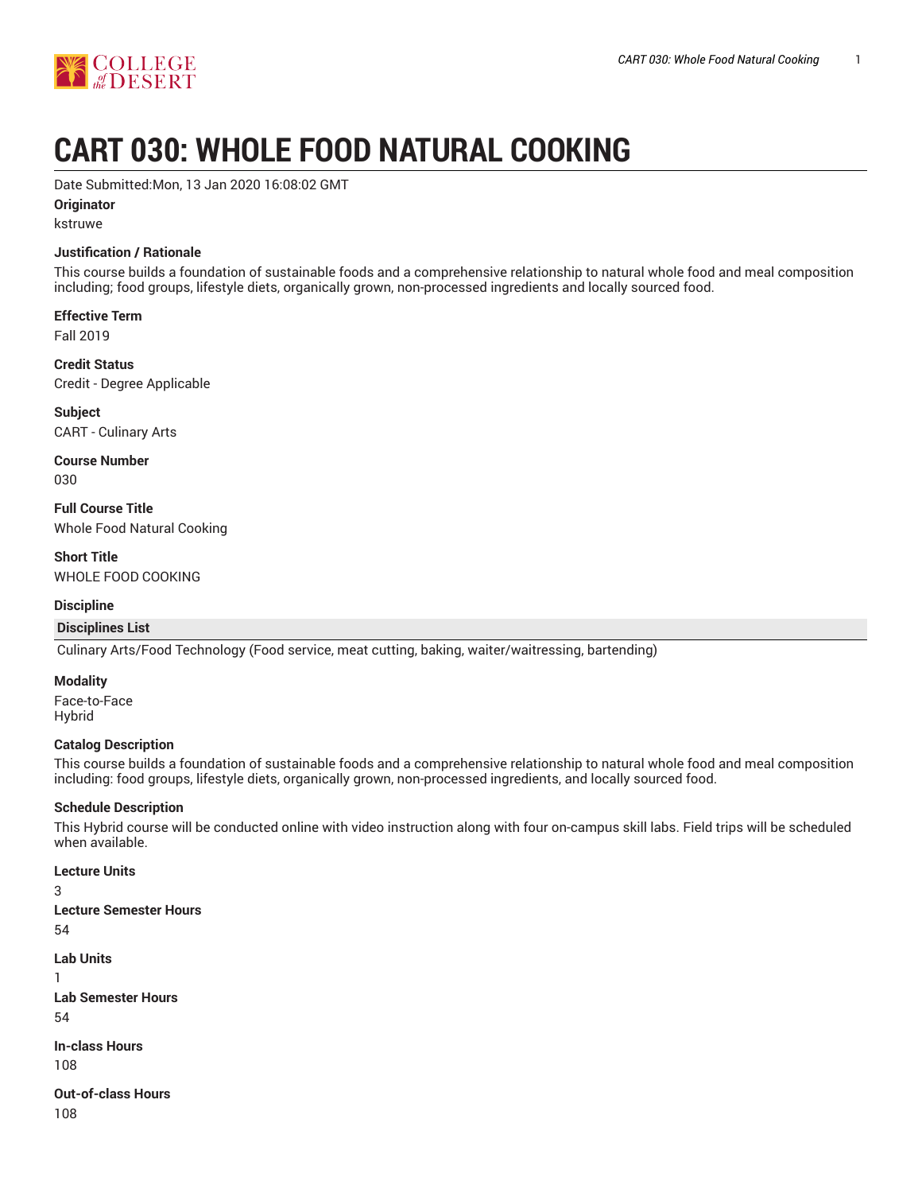# CART 030: WHOLE FOOD NATURAL COOKING

Date Submitted:Mon, 13 Jan 2020 16:08:02 GMT

**Originator**

kstruwe

**Justification / Rationale**

This course builds a foundation of sustainable foods and a comprehensive relationship to natural whole food and meal composition including; food groups, lifestyle diets, organically grown, non-processed ingredients and locally sourced food.

**Effective Term**

Fall 2019

**Credit Status**

Credit - Degree Applicable

**Subject**

CART - Culinary Arts

**Course Number**

030

**Full Course Title**

Whole Food Natural Cooking

**Short Title**

WHOLE FOOD COOKING

**Discipline**

| Disciplines List |
| --- |
| Culinary Arts/Food Technology (Food service, meat cutting, baking, waiter/waitressing, bartending) |

**Modality**

Face-to-Face
Hybrid

**Catalog Description**

This course builds a foundation of sustainable foods and a comprehensive relationship to natural whole food and meal composition including: food groups, lifestyle diets, organically grown, non-processed ingredients, and locally sourced food.

**Schedule Description**

This Hybrid course will be conducted online with video instruction along with four on-campus skill labs. Field trips will be scheduled when available.

**Lecture Units**

3

**Lecture Semester Hours**

54

**Lab Units**

1

**Lab Semester Hours**

54

**In-class Hours**

108

**Out-of-class Hours**

108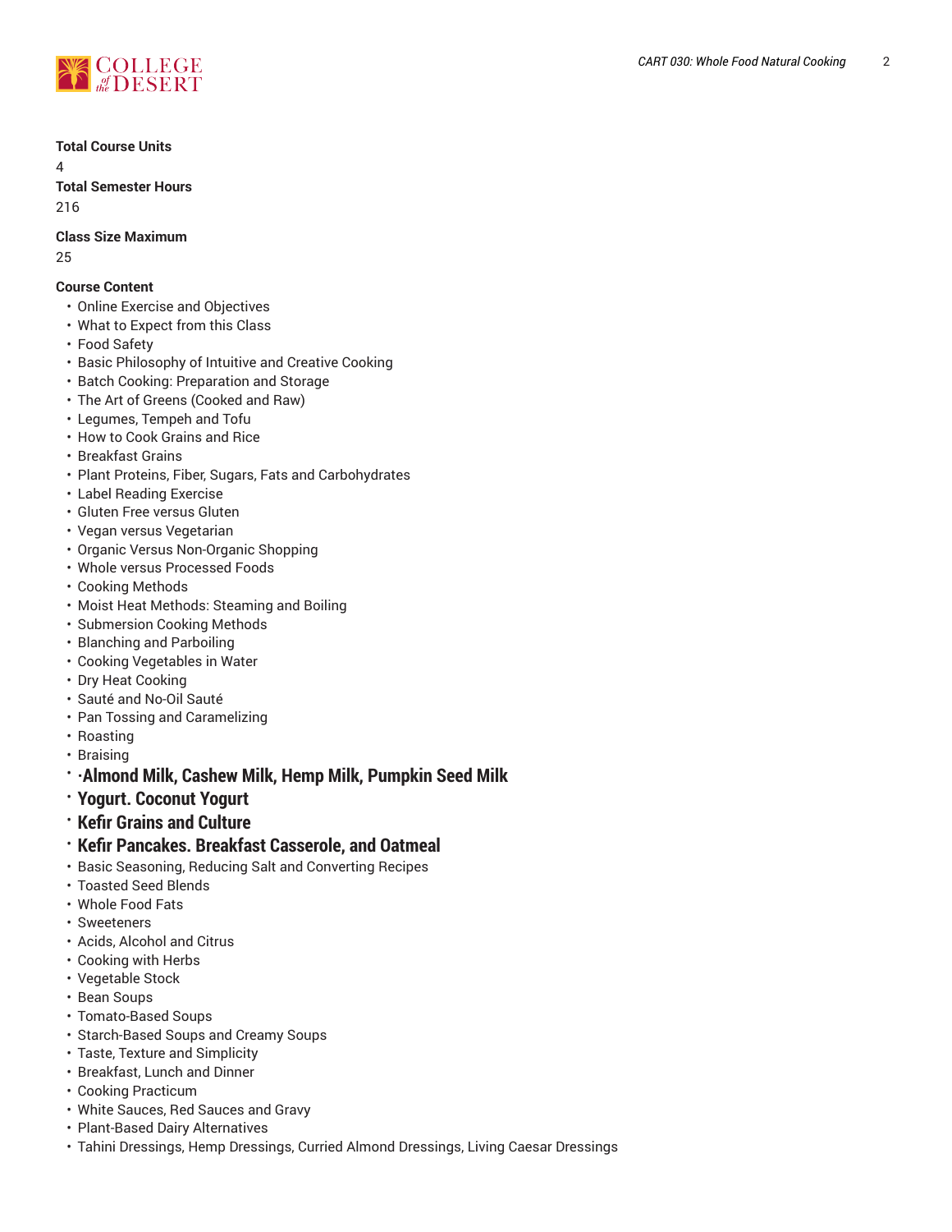**Total Course Units**

4

**Total Semester Hours**

216

**Class Size Maximum**

25

**Course Content**

- Online Exercise and Objectives
- What to Expect from this Class
- Food Safety
- Basic Philosophy of Intuitive and Creative Cooking
- Batch Cooking: Preparation and Storage
- The Art of Greens (Cooked and Raw)
- Legumes, Tempeh and Tofu
- How to Cook Grains and Rice
- Breakfast Grains
- Plant Proteins, Fiber, Sugars, Fats and Carbohydrates
- Label Reading Exercise
- Gluten Free versus Gluten
- Vegan versus Vegetarian
- Organic Versus Non-Organic Shopping
- Whole versus Processed Foods
- Cooking Methods
- Moist Heat Methods: Steaming and Boiling
- Submersion Cooking Methods
- Blanching and Parboiling
- Cooking Vegetables in Water
- Dry Heat Cooking
- Sauté and No-Oil Sauté
- Pan Tossing and Caramelizing
- Roasting
- Braising
- **·Almond Milk, Cashew Milk, Hemp Milk, Pumpkin Seed Milk**
- **Yogurt. Coconut Yogurt**
- **Kefir Grains and Culture**
- **Kefir Pancakes. Breakfast Casserole, and Oatmeal**
- Basic Seasoning, Reducing Salt and Converting Recipes
- Toasted Seed Blends
- Whole Food Fats
- Sweeteners
- Acids, Alcohol and Citrus
- Cooking with Herbs
- Vegetable Stock
- Bean Soups
- Tomato-Based Soups
- Starch-Based Soups and Creamy Soups
- Taste, Texture and Simplicity
- Breakfast, Lunch and Dinner
- Cooking Practicum
- White Sauces, Red Sauces and Gravy
- Plant-Based Dairy Alternatives
- Tahini Dressings, Hemp Dressings, Curried Almond Dressings, Living Caesar Dressings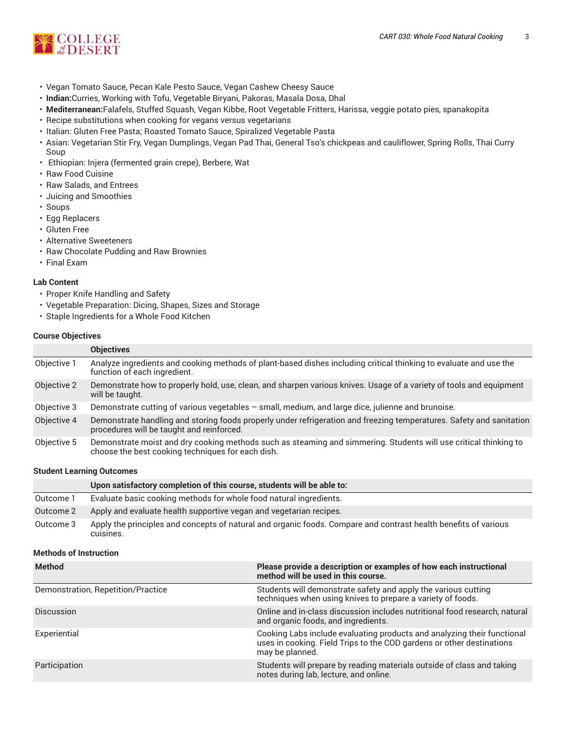- Vegan Tomato Sauce, Pecan Kale Pesto Sauce, Vegan Cashew Cheesy Sauce
- **Indian:**Curries, Working with Tofu, Vegetable Biryani, Pakoras, Masala Dosa, Dhal
- **Mediterranean:**Falafels, Stuffed Squash, Vegan Kibbe, Root Vegetable Fritters, Harissa, veggie potato pies, spanakopita
- Recipe substitutions when cooking for vegans versus vegetarians
- Italian: Gluten Free Pasta; Roasted Tomato Sauce, Spiralized Vegetable Pasta
- Asian: Vegetarian Stir Fry, Vegan Dumplings, Vegan Pad Thai, General Tso's chickpeas and cauliflower, Spring Rolls, Thai Curry Soup
- Ethiopian: Injera (fermented grain crepe), Berbere, Wat
- Raw Food Cuisine
- Raw Salads, and Entrees
- Juicing and Smoothies
- Soups
- Egg Replacers
- Gluten Free
- Alternative Sweeteners
- Raw Chocolate Pudding and Raw Brownies
- Final Exam

#### Lab Content

- Proper Knife Handling and Safety
- Vegetable Preparation: Dicing, Shapes, Sizes and Storage
- Staple Ingredients for a Whole Food Kitchen

#### Course Objectives

| | Objectives |
|---|---|
| Objective 1 | Analyze ingredients and cooking methods of plant-based dishes including critical thinking to evaluate and use the function of each ingredient. |
| Objective 2 | Demonstrate how to properly hold, use, clean, and sharpen various knives. Usage of a variety of tools and equipment will be taught. |
| Objective 3 | Demonstrate cutting of various vegetables – small, medium, and large dice, julienne and brunoise. |
| Objective 4 | Demonstrate handling and storing foods properly under refrigeration and freezing temperatures. Safety and sanitation procedures will be taught and reinforced. |
| Objective 5 | Demonstrate moist and dry cooking methods such as steaming and simmering. Students will use critical thinking to choose the best cooking techniques for each dish. |

#### Student Learning Outcomes

| | Upon satisfactory completion of this course, students will be able to: |
|---|---|
| Outcome 1 | Evaluate basic cooking methods for whole food natural ingredients. |
| Outcome 2 | Apply and evaluate health supportive vegan and vegetarian recipes. |
| Outcome 3 | Apply the principles and concepts of natural and organic foods. Compare and contrast health benefits of various cuisines. |

#### Methods of Instruction

| Method | Please provide a description or examples of how each instructional method will be used in this course. |
|---|---|
| Demonstration, Repetition/Practice | Students will demonstrate safety and apply the various cutting techniques when using knives to prepare a variety of foods. |
| Discussion | Online and in-class discussion includes nutritional food research, natural and organic foods, and ingredients. |
| Experiential | Cooking Labs include evaluating products and analyzing their functional uses in cooking. Field Trips to the COD gardens or other destinations may be planned. |
| Participation | Students will prepare by reading materials outside of class and taking notes during lab, lecture, and online. |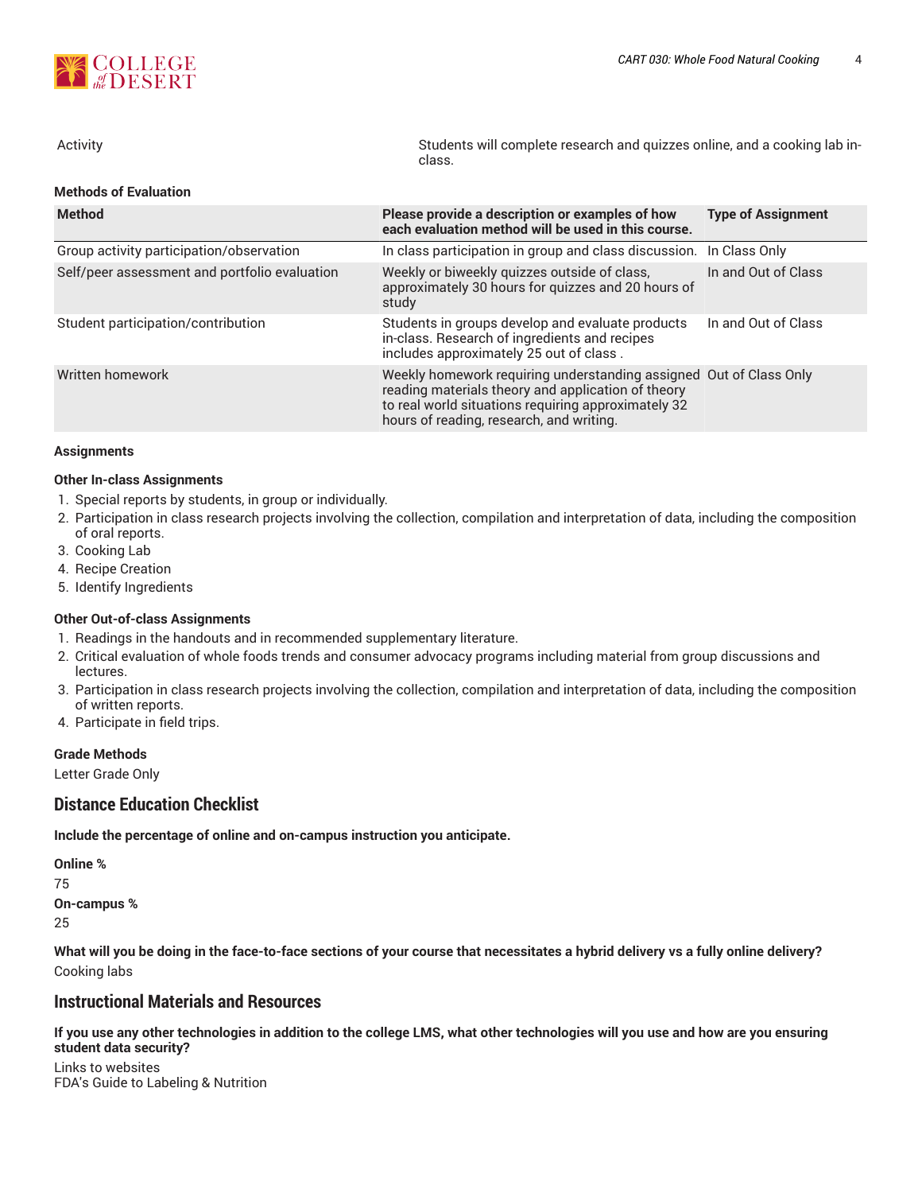| | |
|---|---|
| Activity | Students will complete research and quizzes online, and a cooking lab in-class. |

**Methods of Evaluation**

| Method | Please provide a description or examples of how each evaluation method will be used in this course. | Type of Assignment |
|---|---|---|
| Group activity participation/observation | In class participation in group and class discussion. | In Class Only |
| Self/peer assessment and portfolio evaluation | Weekly or biweekly quizzes outside of class, approximately 30 hours for quizzes and 20 hours of study | In and Out of Class |
| Student participation/contribution | Students in groups develop and evaluate products in-class. Research of ingredients and recipes includes approximately 25 out of class . | In and Out of Class |
| Written homework | Weekly homework requiring understanding assigned reading materials theory and application of theory to real world situations requiring approximately 32 hours of reading, research, and writing. | Out of Class Only |

**Assignments**

**Other In-class Assignments**

1. Special reports by students, in group or individually.
2. Participation in class research projects involving the collection, compilation and interpretation of data, including the composition of oral reports.
3. Cooking Lab
4. Recipe Creation
5. Identify Ingredients

**Other Out-of-class Assignments**

1. Readings in the handouts and in recommended supplementary literature.
2. Critical evaluation of whole foods trends and consumer advocacy programs including material from group discussions and lectures.
3. Participation in class research projects involving the collection, compilation and interpretation of data, including the composition of written reports.
4. Participate in field trips.

**Grade Methods**

Letter Grade Only

## Distance Education Checklist

**Include the percentage of online and on-campus instruction you anticipate.**

**Online %**

75

**On-campus %**

25

**What will you be doing in the face-to-face sections of your course that necessitates a hybrid delivery vs a fully online delivery?**

Cooking labs

## Instructional Materials and Resources

**If you use any other technologies in addition to the college LMS, what other technologies will you use and how are you ensuring student data security?**

Links to websites
FDA's Guide to Labeling & Nutrition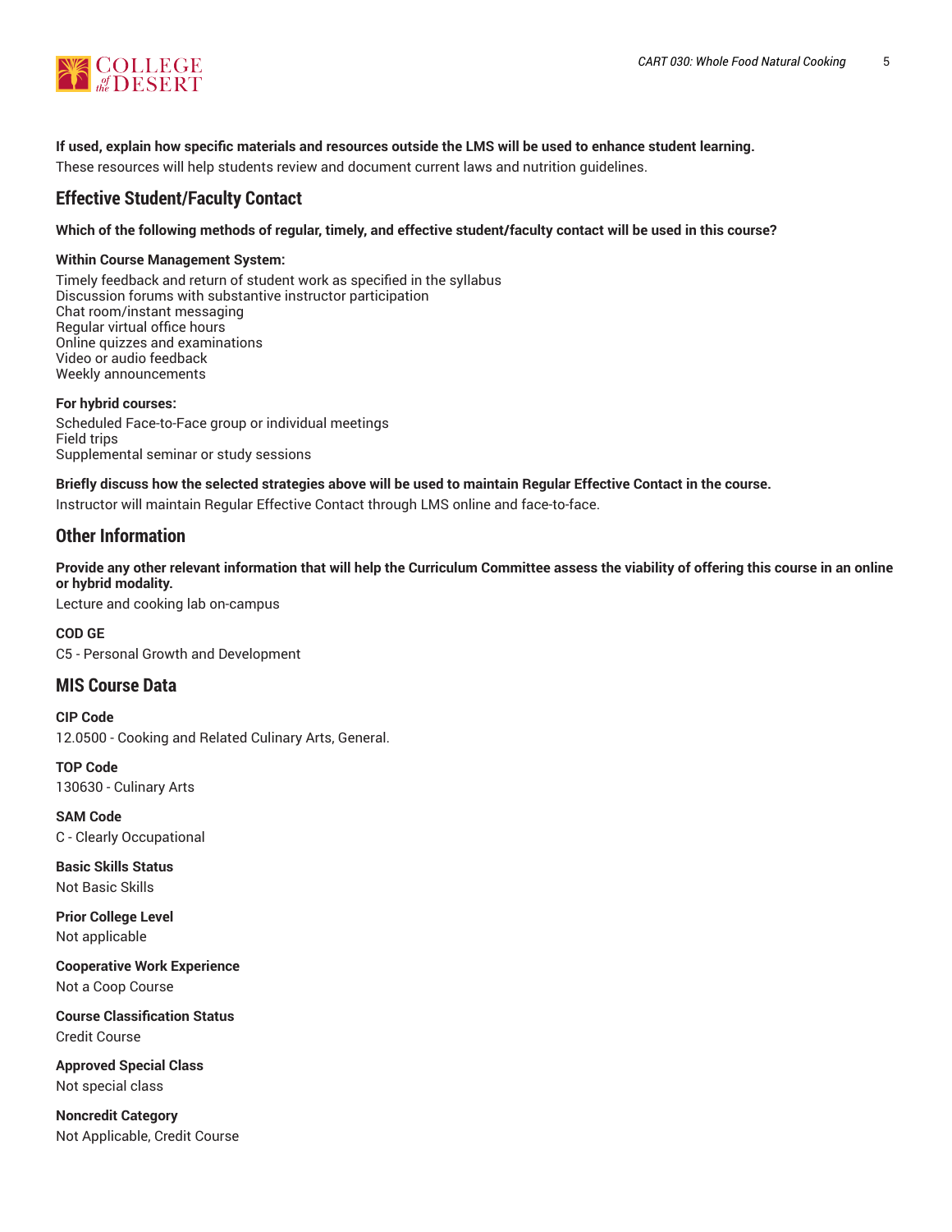**If used, explain how specific materials and resources outside the LMS will be used to enhance student learning.**

These resources will help students review and document current laws and nutrition guidelines.

## Effective Student/Faculty Contact

**Which of the following methods of regular, timely, and effective student/faculty contact will be used in this course?**

**Within Course Management System:**

Timely feedback and return of student work as specified in the syllabus
Discussion forums with substantive instructor participation
Chat room/instant messaging
Regular virtual office hours
Online quizzes and examinations
Video or audio feedback
Weekly announcements

**For hybrid courses:**

Scheduled Face-to-Face group or individual meetings
Field trips
Supplemental seminar or study sessions

**Briefly discuss how the selected strategies above will be used to maintain Regular Effective Contact in the course.**

Instructor will maintain Regular Effective Contact through LMS online and face-to-face.

## Other Information

**Provide any other relevant information that will help the Curriculum Committee assess the viability of offering this course in an online or hybrid modality.**

Lecture and cooking lab on-campus

**COD GE**

C5 - Personal Growth and Development

## MIS Course Data

**CIP Code**

12.0500 - Cooking and Related Culinary Arts, General.

**TOP Code**

130630 - Culinary Arts

**SAM Code**

C - Clearly Occupational

**Basic Skills Status**

Not Basic Skills

**Prior College Level**

Not applicable

**Cooperative Work Experience**

Not a Coop Course

**Course Classification Status**

Credit Course

**Approved Special Class**

Not special class

**Noncredit Category**

Not Applicable, Credit Course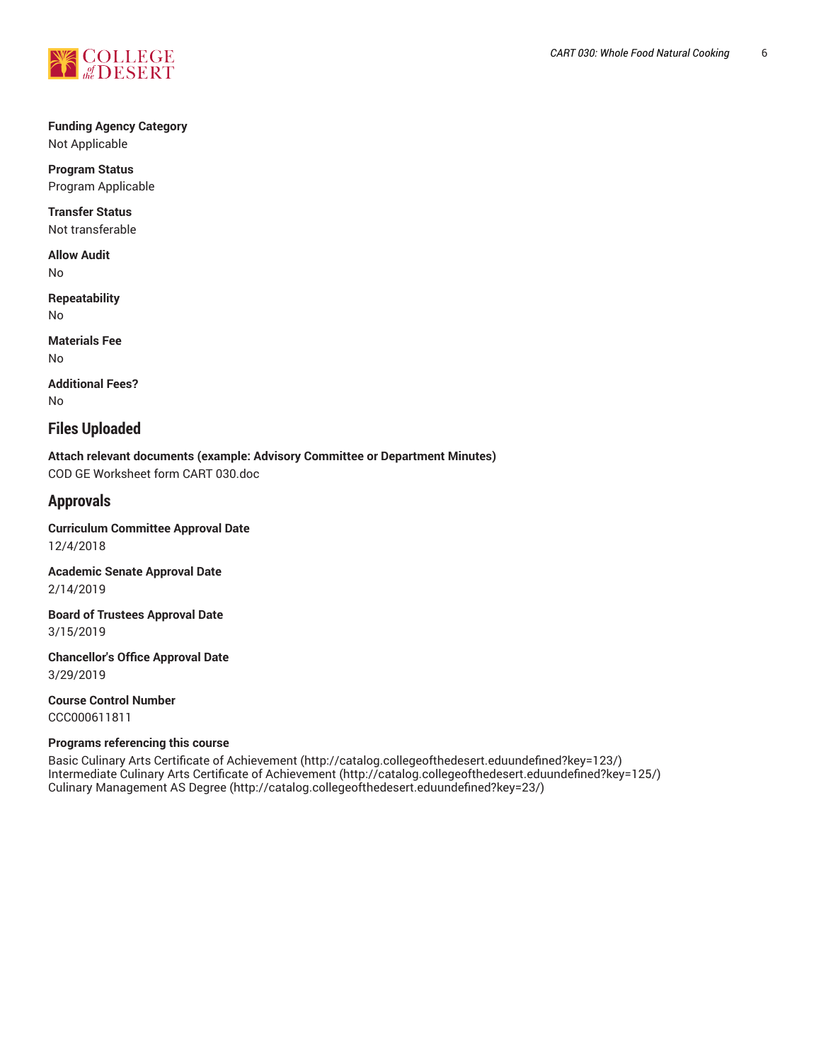**Funding Agency Category**
Not Applicable

**Program Status**
Program Applicable

**Transfer Status**
Not transferable

**Allow Audit**
No

**Repeatability**
No

**Materials Fee**
No

**Additional Fees?**
No

## Files Uploaded

**Attach relevant documents (example: Advisory Committee or Department Minutes)**
COD GE Worksheet form CART 030.doc

## Approvals

**Curriculum Committee Approval Date**
12/4/2018

**Academic Senate Approval Date**
2/14/2019

**Board of Trustees Approval Date**
3/15/2019

**Chancellor's Office Approval Date**
3/29/2019

**Course Control Number**
CCC000611811

**Programs referencing this course**
Basic Culinary Arts Certificate of Achievement (http://catalog.collegeofthedesert.eduundefined?key=123/)
Intermediate Culinary Arts Certificate of Achievement (http://catalog.collegeofthedesert.eduundefined?key=125/)
Culinary Management AS Degree (http://catalog.collegeofthedesert.eduundefined?key=23/)